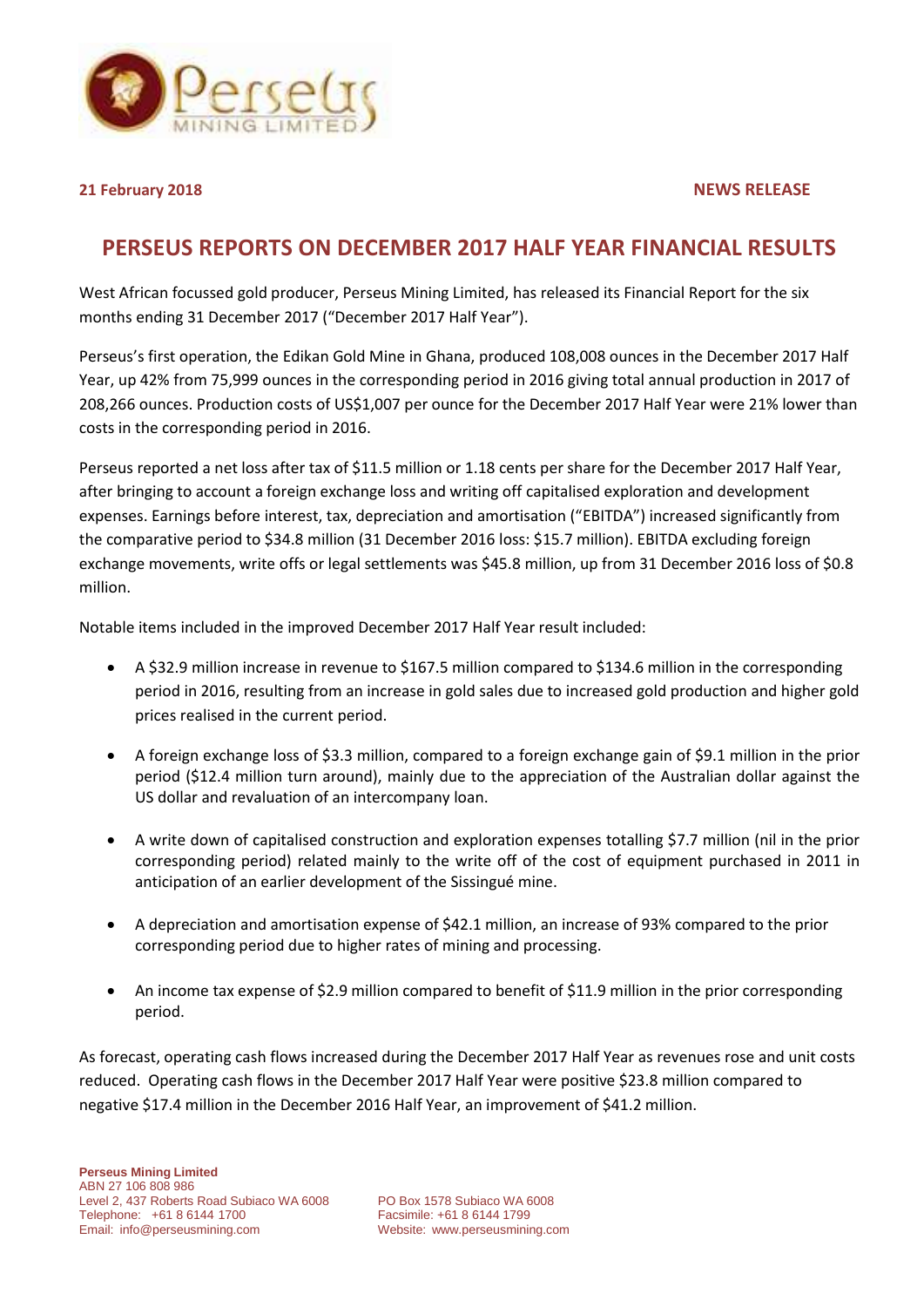**21 February 2018** **NEWS RELEASE**

# PERSEUS REPORTS ON DECEMBER 2017 HALF YEAR FINANCIAL RESULTS

West African focussed gold producer, Perseus Mining Limited, has released its Financial Report for the six months ending 31 December 2017 ("December 2017 Half Year").

Perseus's first operation, the Edikan Gold Mine in Ghana, produced 108,008 ounces in the December 2017 Half Year, up 42% from 75,999 ounces in the corresponding period in 2016 giving total annual production in 2017 of 208,266 ounces. Production costs of US$1,007 per ounce for the December 2017 Half Year were 21% lower than costs in the corresponding period in 2016.

Perseus reported a net loss after tax of $11.5 million or 1.18 cents per share for the December 2017 Half Year, after bringing to account a foreign exchange loss and writing off capitalised exploration and development expenses. Earnings before interest, tax, depreciation and amortisation ("EBITDA") increased significantly from the comparative period to $34.8 million (31 December 2016 loss: $15.7 million). EBITDA excluding foreign exchange movements, write offs or legal settlements was $45.8 million, up from 31 December 2016 loss of $0.8 million.

Notable items included in the improved December 2017 Half Year result included:

- A $32.9 million increase in revenue to $167.5 million compared to $134.6 million in the corresponding period in 2016, resulting from an increase in gold sales due to increased gold production and higher gold prices realised in the current period.
- A foreign exchange loss of $3.3 million, compared to a foreign exchange gain of $9.1 million in the prior period ($12.4 million turn around), mainly due to the appreciation of the Australian dollar against the US dollar and revaluation of an intercompany loan.
- A write down of capitalised construction and exploration expenses totalling $7.7 million (nil in the prior corresponding period) related mainly to the write off of the cost of equipment purchased in 2011 in anticipation of an earlier development of the Sissingué mine.
- A depreciation and amortisation expense of $42.1 million, an increase of 93% compared to the prior corresponding period due to higher rates of mining and processing.
- An income tax expense of $2.9 million compared to benefit of $11.9 million in the prior corresponding period.

As forecast, operating cash flows increased during the December 2017 Half Year as revenues rose and unit costs reduced. Operating cash flows in the December 2017 Half Year were positive $23.8 million compared to negative $17.4 million in the December 2016 Half Year, an improvement of $41.2 million.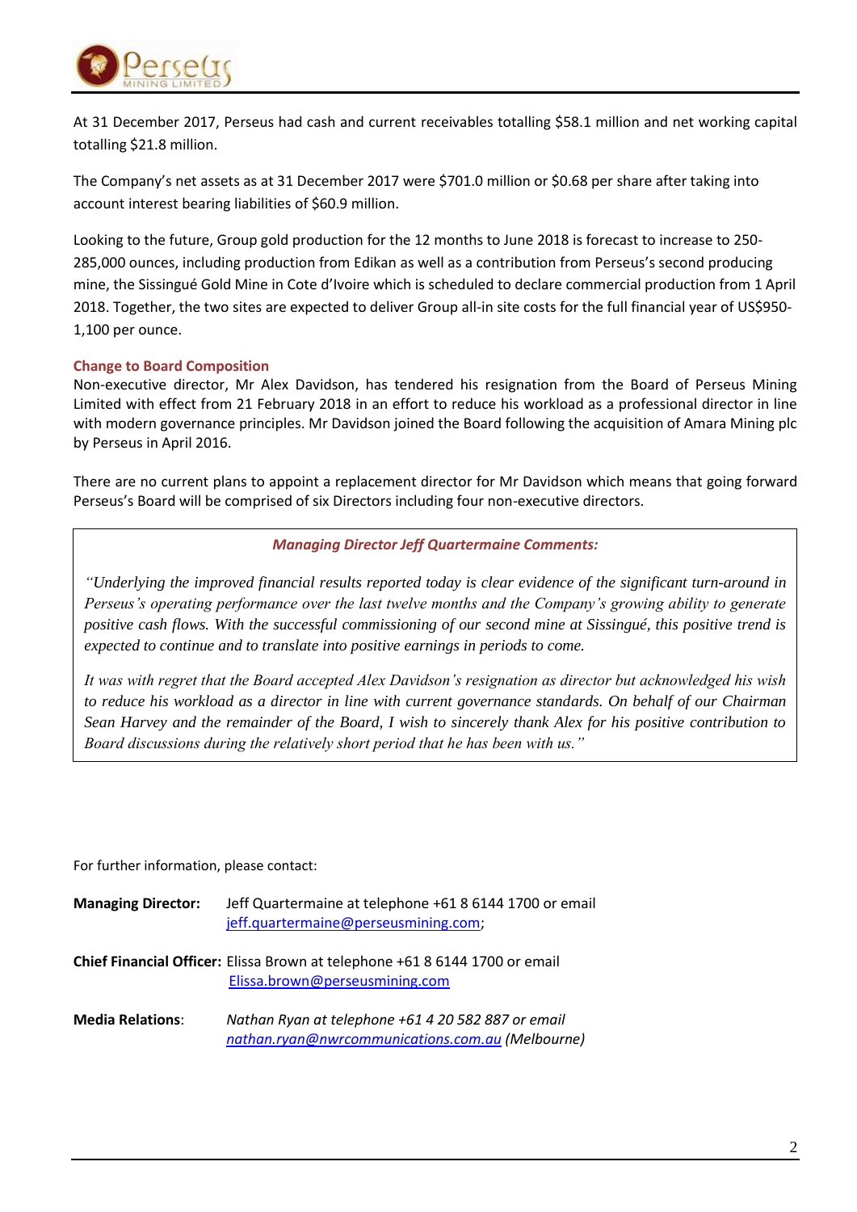At 31 December 2017, Perseus had cash and current receivables totalling $58.1 million and net working capital totalling $21.8 million.

The Company's net assets as at 31 December 2017 were $701.0 million or $0.68 per share after taking into account interest bearing liabilities of $60.9 million.

Looking to the future, Group gold production for the 12 months to June 2018 is forecast to increase to 250-285,000 ounces, including production from Edikan as well as a contribution from Perseus's second producing mine, the Sissingué Gold Mine in Cote d'Ivoire which is scheduled to declare commercial production from 1 April 2018. Together, the two sites are expected to deliver Group all-in site costs for the full financial year of US$950-1,100 per ounce.

**Change to Board Composition**

Non-executive director, Mr Alex Davidson, has tendered his resignation from the Board of Perseus Mining Limited with effect from 21 February 2018 in an effort to reduce his workload as a professional director in line with modern governance principles. Mr Davidson joined the Board following the acquisition of Amara Mining plc by Perseus in April 2016.

There are no current plans to appoint a replacement director for Mr Davidson which means that going forward Perseus's Board will be comprised of six Directors including four non-executive directors.

***Managing Director Jeff Quartermaine Comments:***

*"Underlying the improved financial results reported today is clear evidence of the significant turn-around in Perseus's operating performance over the last twelve months and the Company's growing ability to generate positive cash flows. With the successful commissioning of our second mine at Sissingué, this positive trend is expected to continue and to translate into positive earnings in periods to come.*

*It was with regret that the Board accepted Alex Davidson's resignation as director but acknowledged his wish to reduce his workload as a director in line with current governance standards. On behalf of our Chairman Sean Harvey and the remainder of the Board, I wish to sincerely thank Alex for his positive contribution to Board discussions during the relatively short period that he has been with us."*

For further information, please contact:

**Managing Director:** Jeff Quartermaine at telephone +61 8 6144 1700 or email jeff.quartermaine@perseusmining.com;

**Chief Financial Officer:** Elissa Brown at telephone +61 8 6144 1700 or email Elissa.brown@perseusmining.com

**Media Relations**: *Nathan Ryan at telephone +61 4 20 582 887 or email nathan.ryan@nwrcommunications.com.au (Melbourne)*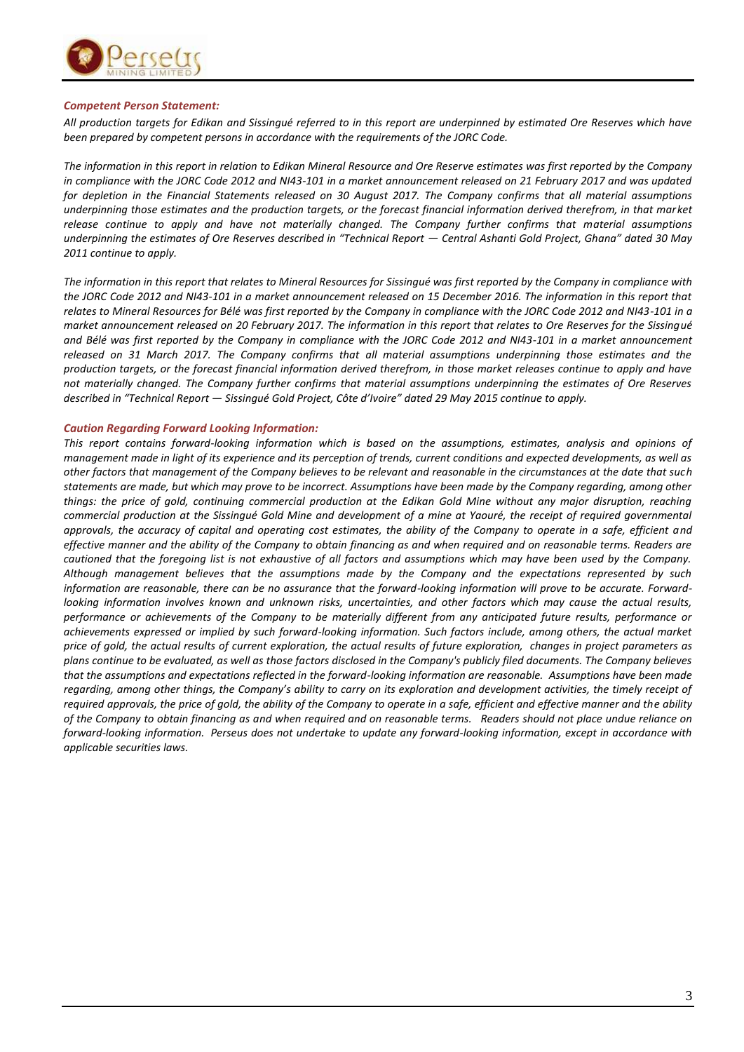***Competent Person Statement:***

*All production targets for Edikan and Sissingué referred to in this report are underpinned by estimated Ore Reserves which have been prepared by competent persons in accordance with the requirements of the JORC Code.*

*The information in this report in relation to Edikan Mineral Resource and Ore Reserve estimates was first reported by the Company in compliance with the JORC Code 2012 and NI43-101 in a market announcement released on 21 February 2017 and was updated for depletion in the Financial Statements released on 30 August 2017. The Company confirms that all material assumptions underpinning those estimates and the production targets, or the forecast financial information derived therefrom, in that market release continue to apply and have not materially changed. The Company further confirms that material assumptions underpinning the estimates of Ore Reserves described in "Technical Report — Central Ashanti Gold Project, Ghana" dated 30 May 2011 continue to apply.*

*The information in this report that relates to Mineral Resources for Sissingué was first reported by the Company in compliance with the JORC Code 2012 and NI43-101 in a market announcement released on 15 December 2016. The information in this report that relates to Mineral Resources for Bélé was first reported by the Company in compliance with the JORC Code 2012 and NI43-101 in a market announcement released on 20 February 2017. The information in this report that relates to Ore Reserves for the Sissingué and Bélé was first reported by the Company in compliance with the JORC Code 2012 and NI43-101 in a market announcement released on 31 March 2017. The Company confirms that all material assumptions underpinning those estimates and the production targets, or the forecast financial information derived therefrom, in those market releases continue to apply and have not materially changed. The Company further confirms that material assumptions underpinning the estimates of Ore Reserves described in "Technical Report — Sissingué Gold Project, Côte d'Ivoire" dated 29 May 2015 continue to apply.*

***Caution Regarding Forward Looking Information:***

*This report contains forward-looking information which is based on the assumptions, estimates, analysis and opinions of management made in light of its experience and its perception of trends, current conditions and expected developments, as well as other factors that management of the Company believes to be relevant and reasonable in the circumstances at the date that such statements are made, but which may prove to be incorrect. Assumptions have been made by the Company regarding, among other things: the price of gold, continuing commercial production at the Edikan Gold Mine without any major disruption, reaching commercial production at the Sissingué Gold Mine and development of a mine at Yaouré, the receipt of required governmental approvals, the accuracy of capital and operating cost estimates, the ability of the Company to operate in a safe, efficient and effective manner and the ability of the Company to obtain financing as and when required and on reasonable terms. Readers are cautioned that the foregoing list is not exhaustive of all factors and assumptions which may have been used by the Company. Although management believes that the assumptions made by the Company and the expectations represented by such information are reasonable, there can be no assurance that the forward-looking information will prove to be accurate. Forward-looking information involves known and unknown risks, uncertainties, and other factors which may cause the actual results, performance or achievements of the Company to be materially different from any anticipated future results, performance or achievements expressed or implied by such forward-looking information. Such factors include, among others, the actual market price of gold, the actual results of current exploration, the actual results of future exploration, changes in project parameters as plans continue to be evaluated, as well as those factors disclosed in the Company's publicly filed documents. The Company believes that the assumptions and expectations reflected in the forward-looking information are reasonable. Assumptions have been made regarding, among other things, the Company's ability to carry on its exploration and development activities, the timely receipt of required approvals, the price of gold, the ability of the Company to operate in a safe, efficient and effective manner and the ability of the Company to obtain financing as and when required and on reasonable terms. Readers should not place undue reliance on forward-looking information. Perseus does not undertake to update any forward-looking information, except in accordance with applicable securities laws.*